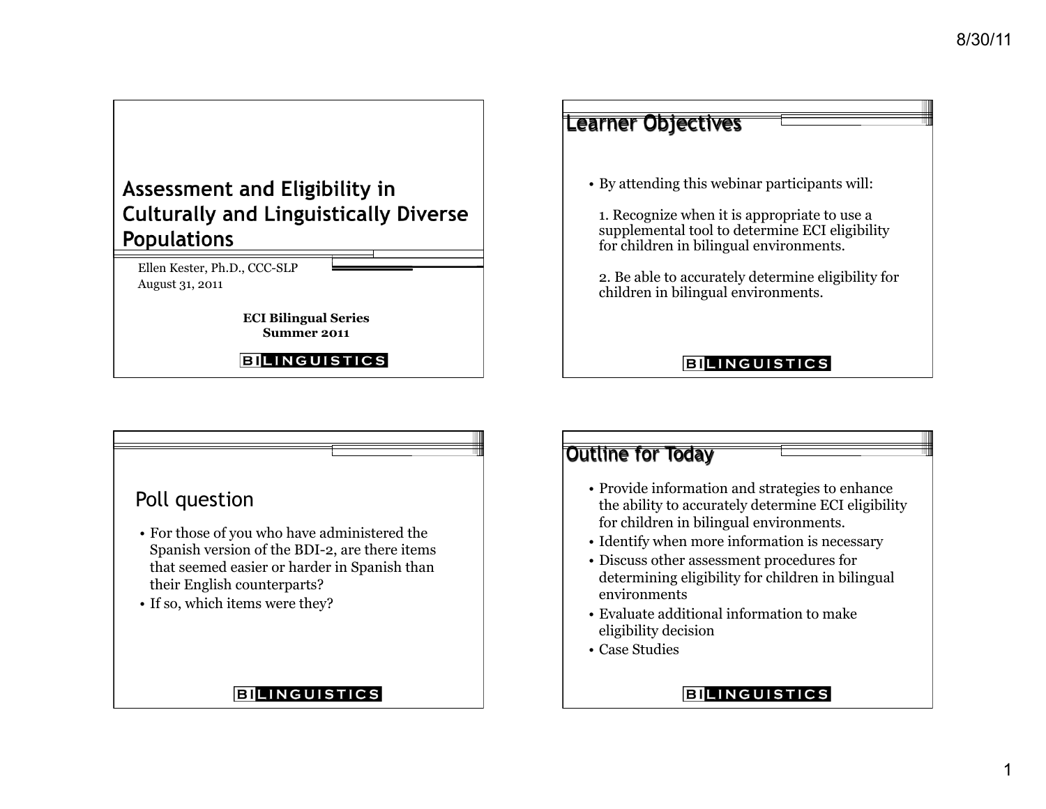# Assessment and Eligibility in Culturally and Linguistically Diverse Populations

Ellen Kester, Ph.D., CCC-SLP
August 31, 2011

**ECI Bilingual Series**
**Summer 2011**

BILINGUISTICS

## Learner Objectives

- By attending this webinar participants will:

  1. Recognize when it is appropriate to use a supplemental tool to determine ECI eligibility for children in bilingual environments.

  2. Be able to accurately determine eligibility for children in bilingual environments.

BILINGUISTICS

## Poll question

- For those of you who have administered the Spanish version of the BDI-2, are there items that seemed easier or harder in Spanish than their English counterparts?
- If so, which items were they?

BILINGUISTICS

## Outline for Today

- Provide information and strategies to enhance the ability to accurately determine ECI eligibility for children in bilingual environments.
- Identify when more information is necessary
- Discuss other assessment procedures for determining eligibility for children in bilingual environments
- Evaluate additional information to make eligibility decision
- Case Studies

BILINGUISTICS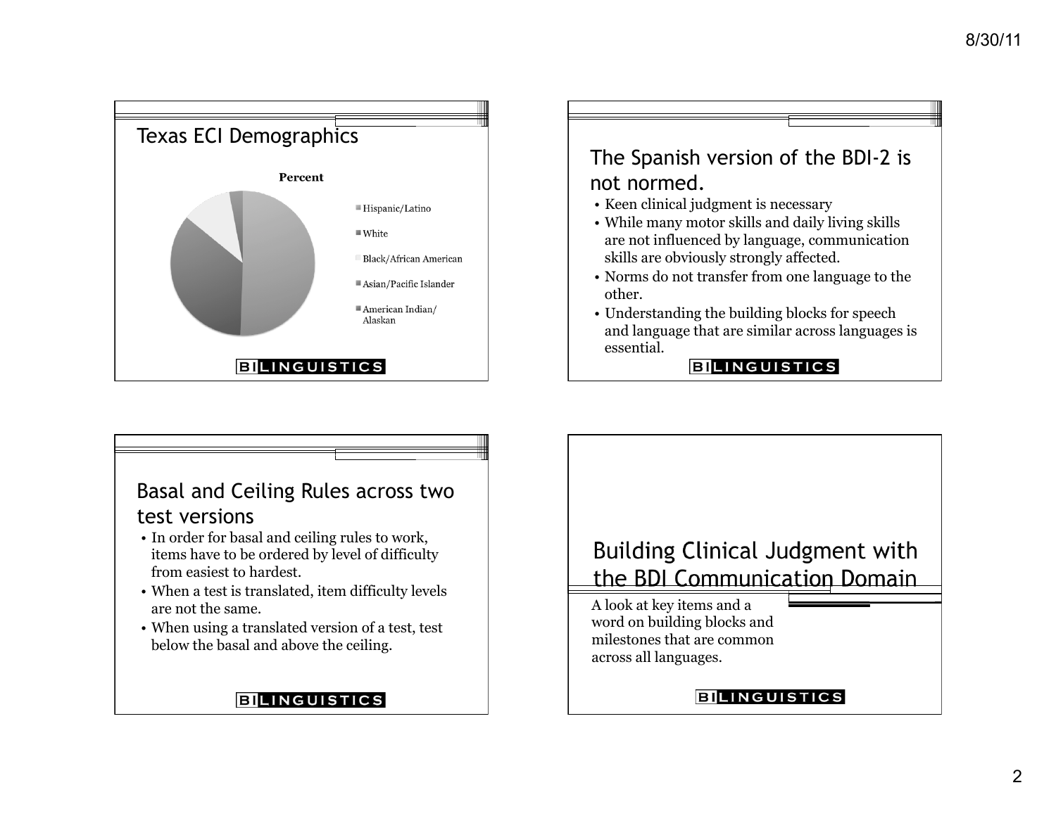## Texas ECI Demographics

**Percent**

- Hispanic/Latino
- White
- Black/African American
- Asian/Pacific Islander
- American Indian/ Alaskan

BILINGUISTICS

## The Spanish version of the BDI-2 is not normed.

- Keen clinical judgment is necessary
- While many motor skills and daily living skills are not influenced by language, communication skills are obviously strongly affected.
- Norms do not transfer from one language to the other.
- Understanding the building blocks for speech and language that are similar across languages is essential.

BILINGUISTICS

## Basal and Ceiling Rules across two test versions

- In order for basal and ceiling rules to work, items have to be ordered by level of difficulty from easiest to hardest.
- When a test is translated, item difficulty levels are not the same.
- When using a translated version of a test, test below the basal and above the ceiling.

BILINGUISTICS

## Building Clinical Judgment with the BDI Communication Domain

A look at key items and a word on building blocks and milestones that are common across all languages.

BILINGUISTICS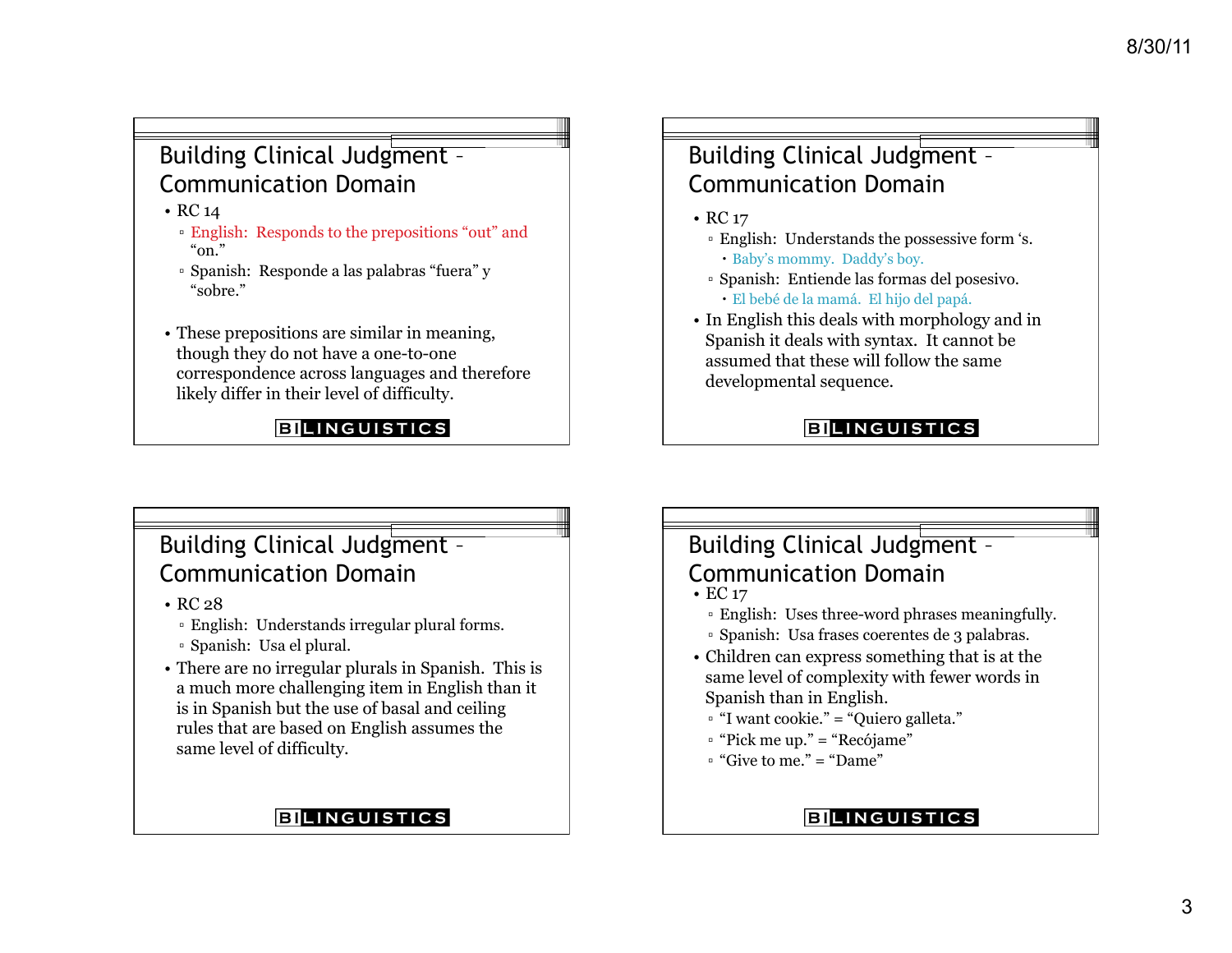## Building Clinical Judgment – Communication Domain

- RC 14
  - English: Responds to the prepositions "out" and "on."
  - Spanish: Responde a las palabras "fuera" y "sobre."
- These prepositions are similar in meaning, though they do not have a one-to-one correspondence across languages and therefore likely differ in their level of difficulty.

BILINGUISTICS

## Building Clinical Judgment – Communication Domain

- RC 17
  - English: Understands the possessive form 's.
    - Baby's mommy. Daddy's boy.
  - Spanish: Entiende las formas del posesivo.
    - El bebé de la mamá. El hijo del papá.
- In English this deals with morphology and in Spanish it deals with syntax. It cannot be assumed that these will follow the same developmental sequence.

BILINGUISTICS

## Building Clinical Judgment – Communication Domain

- RC 28
  - English: Understands irregular plural forms.
  - Spanish: Usa el plural.
- There are no irregular plurals in Spanish. This is a much more challenging item in English than it is in Spanish but the use of basal and ceiling rules that are based on English assumes the same level of difficulty.

BILINGUISTICS

## Building Clinical Judgment – Communication Domain

- EC 17
  - English: Uses three-word phrases meaningfully.
  - Spanish: Usa frases coerentes de 3 palabras.
- Children can express something that is at the same level of complexity with fewer words in Spanish than in English.
  - "I want cookie." = "Quiero galleta."
  - "Pick me up." = "Recójame"
  - "Give to me." = "Dame"

BILINGUISTICS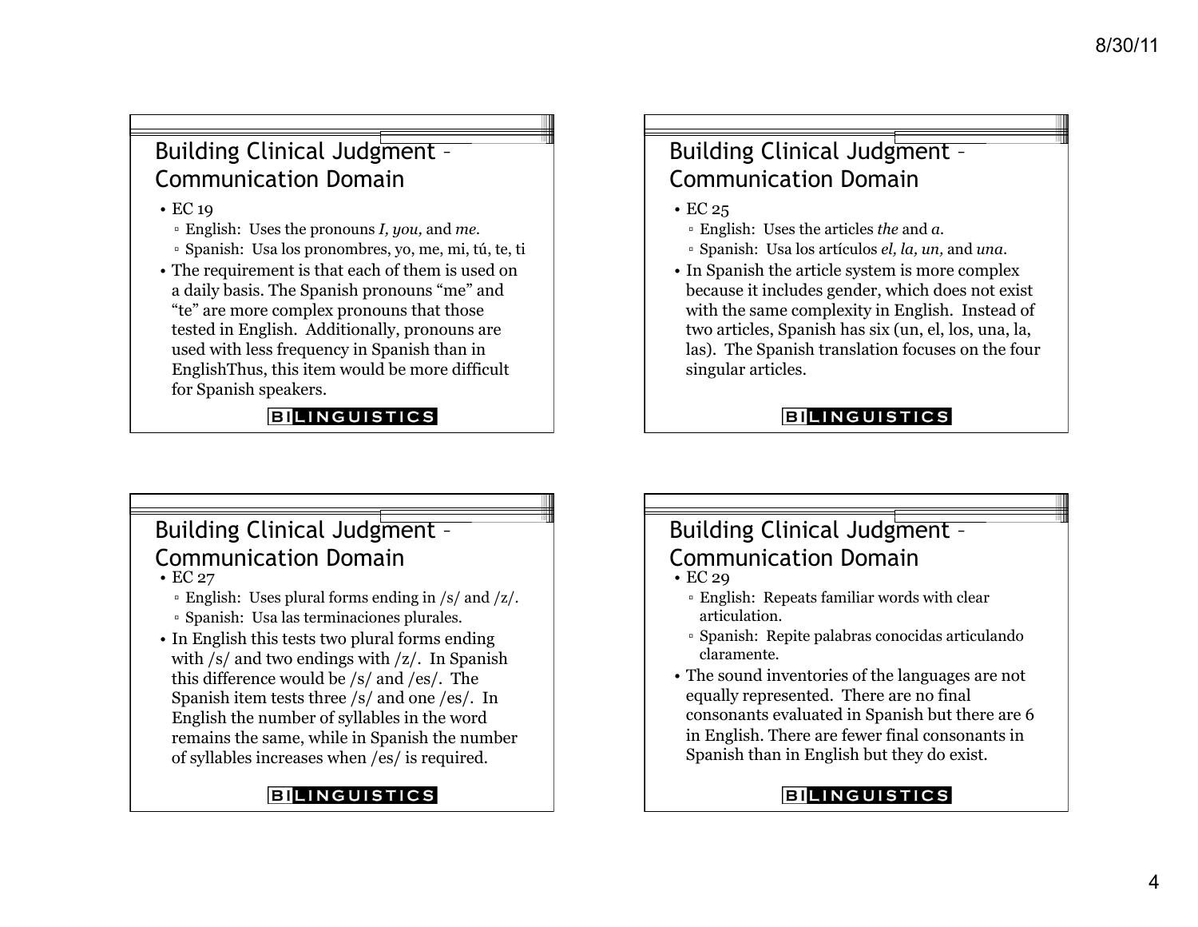## Building Clinical Judgment – Communication Domain

- EC 19
  - English: Uses the pronouns *I, you,* and *me*.
  - Spanish: Usa los pronombres, yo, me, mi, tú, te, ti
- The requirement is that each of them is used on a daily basis. The Spanish pronouns “me” and “te” are more complex pronouns that those tested in English. Additionally, pronouns are used with less frequency in Spanish than in EnglishThus, this item would be more difficult for Spanish speakers.

BILINGUISTICS

## Building Clinical Judgment – Communication Domain

- EC 25
  - English: Uses the articles *the* and *a*.
  - Spanish: Usa los artículos *el, la, un,* and *una*.
- In Spanish the article system is more complex because it includes gender, which does not exist with the same complexity in English. Instead of two articles, Spanish has six (un, el, los, una, la, las). The Spanish translation focuses on the four singular articles.

BILINGUISTICS

## Building Clinical Judgment – Communication Domain

- EC 27
  - English: Uses plural forms ending in /s/ and /z/.
  - Spanish: Usa las terminaciones plurales.
- In English this tests two plural forms ending with /s/ and two endings with /z/. In Spanish this difference would be /s/ and /es/. The Spanish item tests three /s/ and one /es/. In English the number of syllables in the word remains the same, while in Spanish the number of syllables increases when /es/ is required.

BILINGUISTICS

## Building Clinical Judgment – Communication Domain

- EC 29
  - English: Repeats familiar words with clear articulation.
  - Spanish: Repite palabras conocidas articulando claramente.
- The sound inventories of the languages are not equally represented. There are no final consonants evaluated in Spanish but there are 6 in English. There are fewer final consonants in Spanish than in English but they do exist.

BILINGUISTICS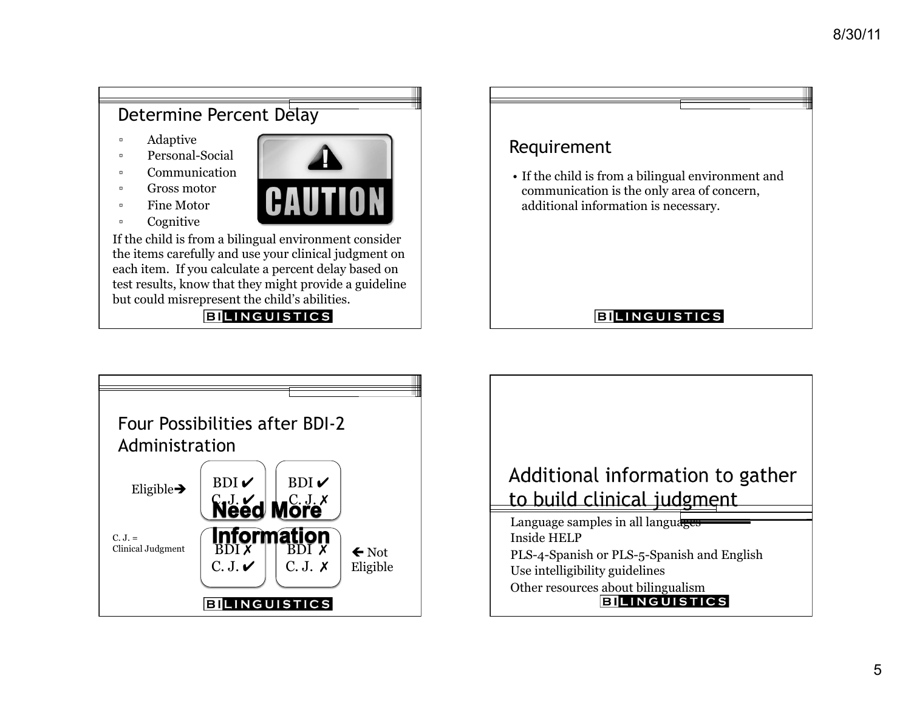## Determine Percent Delay

- Adaptive
- Personal-Social
- Communication
- Gross motor
- Fine Motor
- Cognitive

CAUTION

If the child is from a bilingual environment consider the items carefully and use your clinical judgment on each item. If you calculate a percent delay based on test results, know that they might provide a guideline but could misrepresent the child's abilities.

BILINGUISTICS

## Requirement

- If the child is from a bilingual environment and communication is the only area of concern, additional information is necessary.

BILINGUISTICS

## Four Possibilities after BDI-2 Administration

| | | | |
|---|---|---|---|
| Eligible➔ | BDI ✔ C. J. ✔ | BDI ✔ C. J. ✗ | |
| C. J. = Clinical Judgment | BDI ✗ C. J. ✔ | BDI ✗ C. J. ✗ | 🡐 Not Eligible |

**Need More Information**

BILINGUISTICS

## Additional information to gather to build clinical judgment

Language samples in all languages
Inside HELP
PLS-4-Spanish or PLS-5-Spanish and English
Use intelligibility guidelines
Other resources about bilingualism

BILINGUISTICS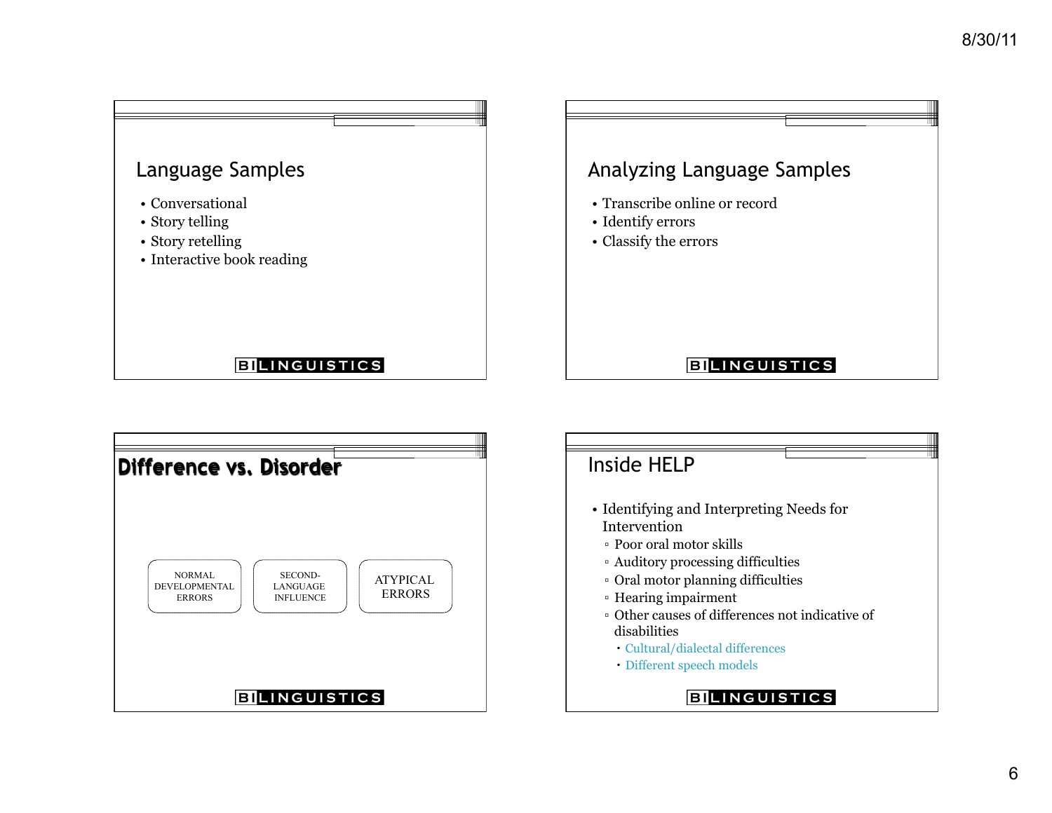## Language Samples

- Conversational
- Story telling
- Story retelling
- Interactive book reading

BILINGUISTICS

## Analyzing Language Samples

- Transcribe online or record
- Identify errors
- Classify the errors

BILINGUISTICS

## Difference vs. Disorder

NORMAL DEVELOPMENTAL ERRORS

SECOND-LANGUAGE INFLUENCE

ATYPICAL ERRORS

BILINGUISTICS

## Inside HELP

- Identifying and Interpreting Needs for Intervention
  - Poor oral motor skills
  - Auditory processing difficulties
  - Oral motor planning difficulties
  - Hearing impairment
  - Other causes of differences not indicative of disabilities
    - Cultural/dialectal differences
    - Different speech models

BILINGUISTICS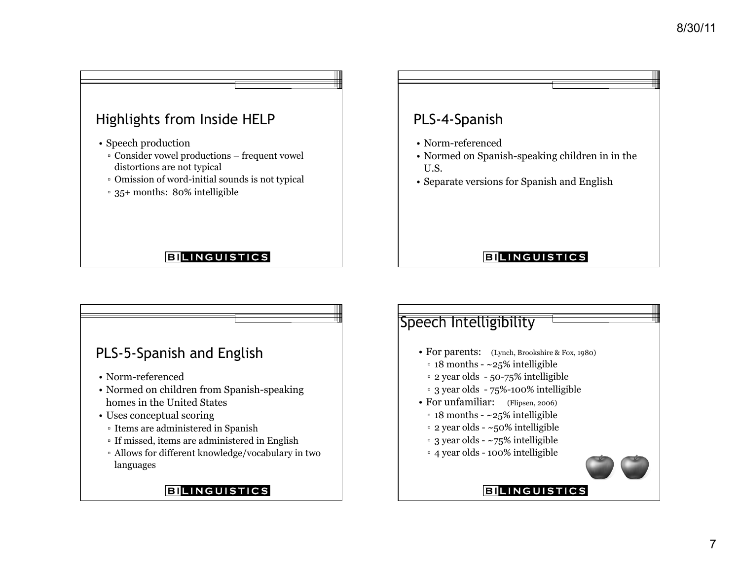## Highlights from Inside HELP

- Speech production
  - Consider vowel productions – frequent vowel distortions are not typical
  - Omission of word-initial sounds is not typical
  - 35+ months: 80% intelligible

BILINGUISTICS

## PLS-4-Spanish

- Norm-referenced
- Normed on Spanish-speaking children in in the U.S.
- Separate versions for Spanish and English

BILINGUISTICS

## PLS-5-Spanish and English

- Norm-referenced
- Normed on children from Spanish-speaking homes in the United States
- Uses conceptual scoring
  - Items are administered in Spanish
  - If missed, items are administered in English
  - Allows for different knowledge/vocabulary in two languages

BILINGUISTICS

## Speech Intelligibility

- For parents: (Lynch, Brookshire & Fox, 1980)
  - 18 months - ~25% intelligible
  - 2 year olds - 50-75% intelligible
  - 3 year olds - 75%-100% intelligible
- For unfamiliar: (Flipsen, 2006)
  - 18 months - ~25% intelligible
  - 2 year olds - ~50% intelligible
  - 3 year olds - ~75% intelligible
  - 4 year olds - 100% intelligible

BILINGUISTICS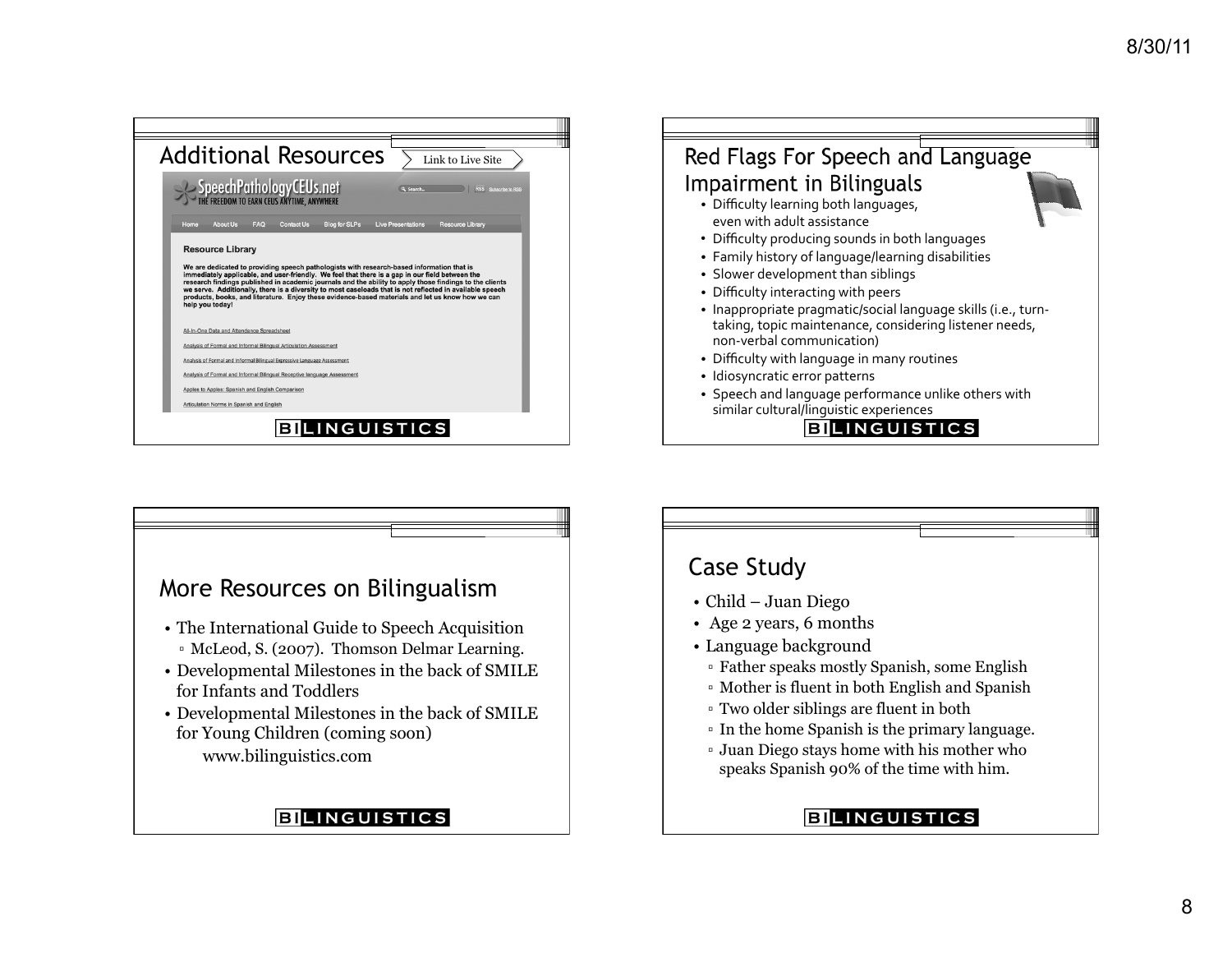## Additional Resources

Link to Live Site

SpeechPathologyCEUs.net
THE FREEDOM TO EARN CEUS ANYTIME, ANYWHERE

Home | About Us | FAQ | Contact Us | Blog for SLPs | Live Presentations | Resource Library

**Resource Library**

**We are dedicated to providing speech pathologists with research-based information that is immediately applicable, and user-friendly. We feel that there is a gap in our field between the research findings published in academic journals and the ability to apply those findings to the clients we serve. Additionally, there is a diversity to most caseloads that is not reflected in available speech products, books, and literature. Enjoy these evidence-based materials and let us know how we can help you today!**

- All-In-One Data and Attendance Spreadsheet
- Analysis of Formal and Informal Bilingual Articulation Assessment
- Analysis of Formal and Informal Bilingual Expressive Language Assessment
- Analysis of Formal and Informal Bilingual Receptive language Assessment
- Apples to Apples: Spanish and English Comparison
- Articulation Norms in Spanish and English

BILINGUISTICS

## Red Flags For Speech and Language Impairment in Bilinguals

- Difficulty learning both languages, even with adult assistance
- Difficulty producing sounds in both languages
- Family history of language/learning disabilities
- Slower development than siblings
- Difficulty interacting with peers
- Inappropriate pragmatic/social language skills (i.e., turn-taking, topic maintenance, considering listener needs, non-verbal communication)
- Difficulty with language in many routines
- Idiosyncratic error patterns
- Speech and language performance unlike others with similar cultural/linguistic experiences

BILINGUISTICS

## More Resources on Bilingualism

- The International Guide to Speech Acquisition
  - McLeod, S. (2007). Thomson Delmar Learning.
- Developmental Milestones in the back of SMILE for Infants and Toddlers
- Developmental Milestones in the back of SMILE for Young Children (coming soon)

  www.bilinguistics.com

BILINGUISTICS

## Case Study

- Child – Juan Diego
- Age 2 years, 6 months
- Language background
  - Father speaks mostly Spanish, some English
  - Mother is fluent in both English and Spanish
  - Two older siblings are fluent in both
  - In the home Spanish is the primary language.
  - Juan Diego stays home with his mother who speaks Spanish 90% of the time with him.

BILINGUISTICS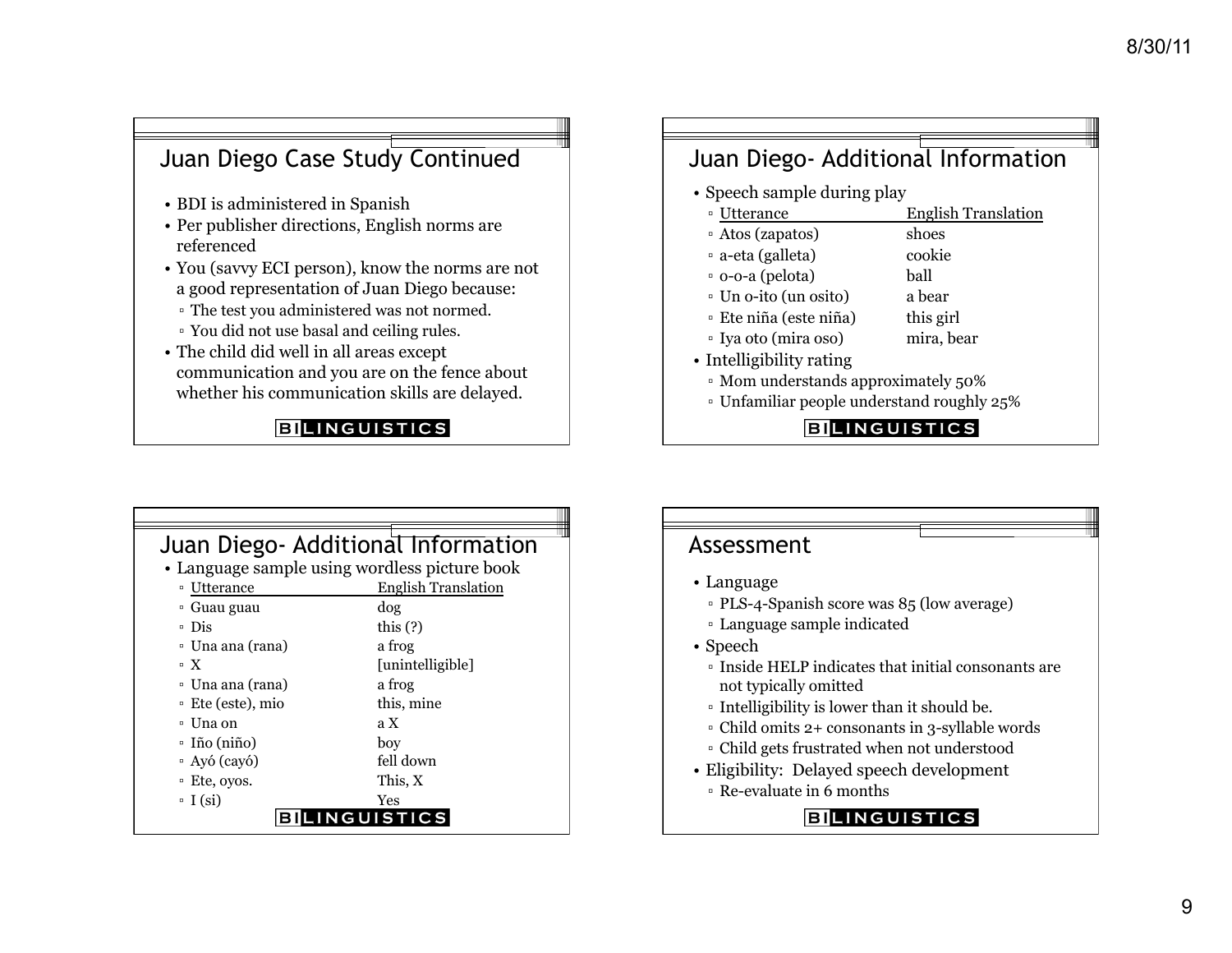## Juan Diego Case Study Continued

- BDI is administered in Spanish
- Per publisher directions, English norms are referenced
- You (savvy ECI person), know the norms are not a good representation of Juan Diego because:
  - The test you administered was not normed.
  - You did not use basal and ceiling rules.
- The child did well in all areas except communication and you are on the fence about whether his communication skills are delayed.

BILINGUISTICS

## Juan Diego- Additional Information

- Speech sample during play

| Utterance | English Translation |
|---|---|
| Atos (zapatos) | shoes |
| a-eta (galleta) | cookie |
| o-o-a (pelota) | ball |
| Un o-ito (un osito) | a bear |
| Ete niña (este niña) | this girl |
| Iya oto (mira oso) | mira, bear |

- Intelligibility rating
  - Mom understands approximately 50%
  - Unfamiliar people understand roughly 25%

BILINGUISTICS

## Juan Diego- Additional Information

- Language sample using wordless picture book

| Utterance | English Translation |
|---|---|
| Guau guau | dog |
| Dis | this (?) |
| Una ana (rana) | a frog |
| X | [unintelligible] |
| Una ana (rana) | a frog |
| Ete (este), mio | this, mine |
| Una on | a X |
| Iño (niño) | boy |
| Ayó (cayó) | fell down |
| Ete, oyos. | This, X |
| I (si) | Yes |

BILINGUISTICS

## Assessment

- Language
  - PLS-4-Spanish score was 85 (low average)
  - Language sample indicated
- Speech
  - Inside HELP indicates that initial consonants are not typically omitted
  - Intelligibility is lower than it should be.
  - Child omits 2+ consonants in 3-syllable words
  - Child gets frustrated when not understood
- Eligibility: Delayed speech development
  - Re-evaluate in 6 months

BILINGUISTICS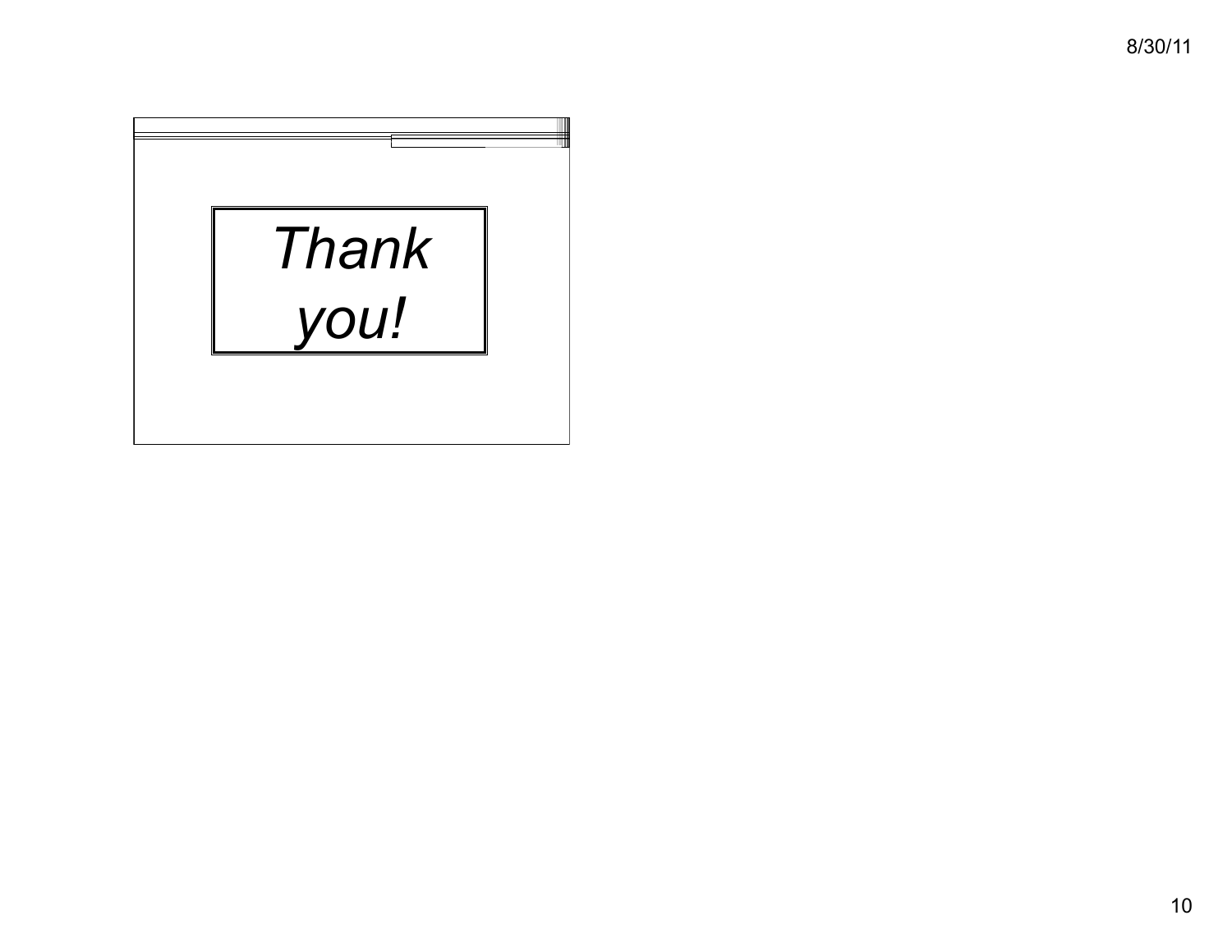*Thank you!*